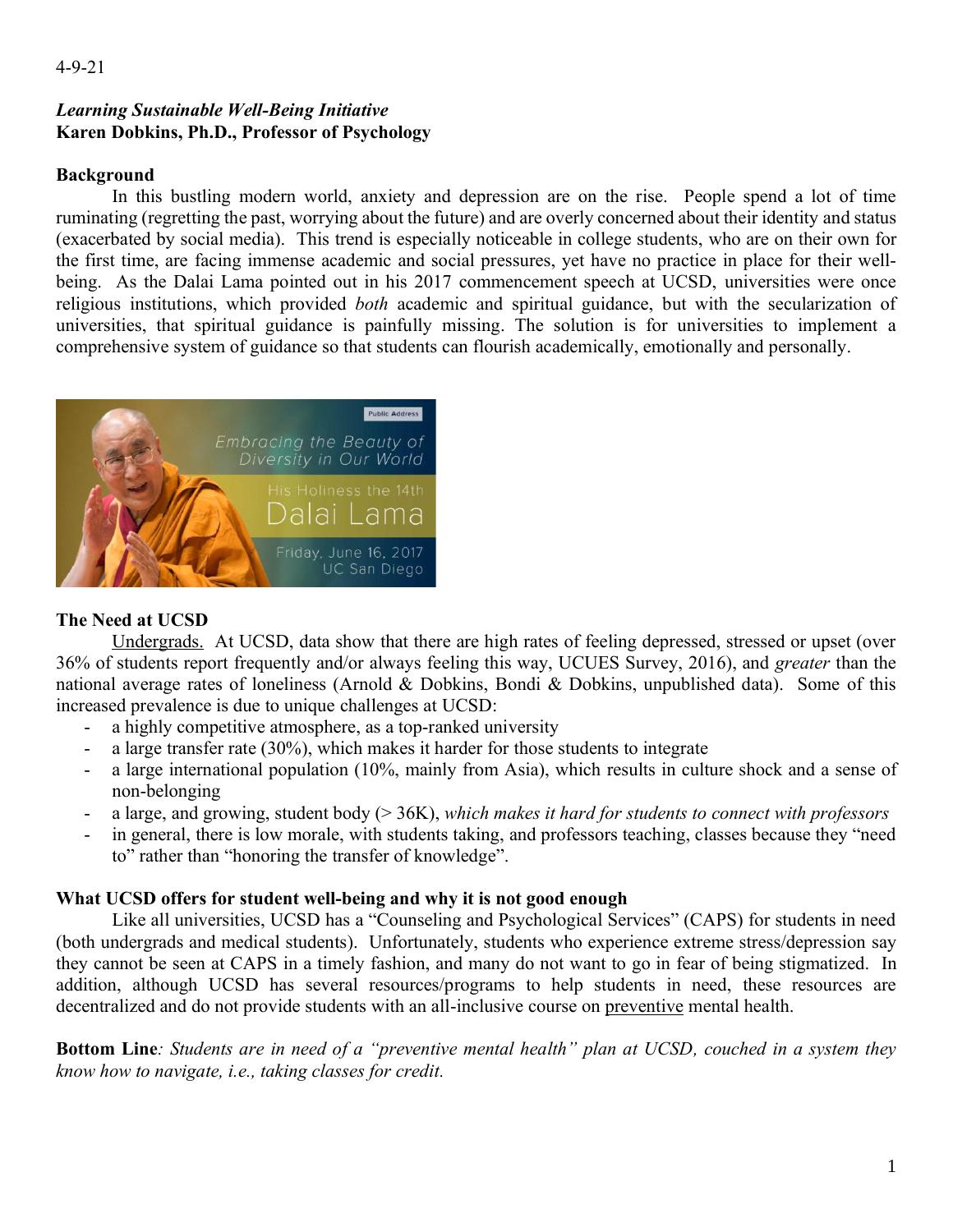4-9-21

***Learning Sustainable Well-Being Initiative***
**Karen Dobkins, Ph.D., Professor of Psychology**

## Background

In this bustling modern world, anxiety and depression are on the rise. People spend a lot of time ruminating (regretting the past, worrying about the future) and are overly concerned about their identity and status (exacerbated by social media). This trend is especially noticeable in college students, who are on their own for the first time, are facing immense academic and social pressures, yet have no practice in place for their well-being. As the Dalai Lama pointed out in his 2017 commencement speech at UCSD, universities were once religious institutions, which provided *both* academic and spiritual guidance, but with the secularization of universities, that spiritual guidance is painfully missing. The solution is for universities to implement a comprehensive system of guidance so that students can flourish academically, emotionally and personally.

## The Need at UCSD

Undergrads. At UCSD, data show that there are high rates of feeling depressed, stressed or upset (over 36% of students report frequently and/or always feeling this way, UCUES Survey, 2016), and *greater* than the national average rates of loneliness (Arnold & Dobkins, Bondi & Dobkins, unpublished data). Some of this increased prevalence is due to unique challenges at UCSD:

- a highly competitive atmosphere, as a top-ranked university
- a large transfer rate (30%), which makes it harder for those students to integrate
- a large international population (10%, mainly from Asia), which results in culture shock and a sense of non-belonging
- a large, and growing, student body (> 36K), *which makes it hard for students to connect with professors*
- in general, there is low morale, with students taking, and professors teaching, classes because they "need to" rather than "honoring the transfer of knowledge".

## What UCSD offers for student well-being and why it is not good enough

Like all universities, UCSD has a "Counseling and Psychological Services" (CAPS) for students in need (both undergrads and medical students). Unfortunately, students who experience extreme stress/depression say they cannot be seen at CAPS in a timely fashion, and many do not want to go in fear of being stigmatized. In addition, although UCSD has several resources/programs to help students in need, these resources are decentralized and do not provide students with an all-inclusive course on preventive mental health.

**Bottom Line***: Students are in need of a "preventive mental health" plan at UCSD, couched in a system they know how to navigate, i.e., taking classes for credit.*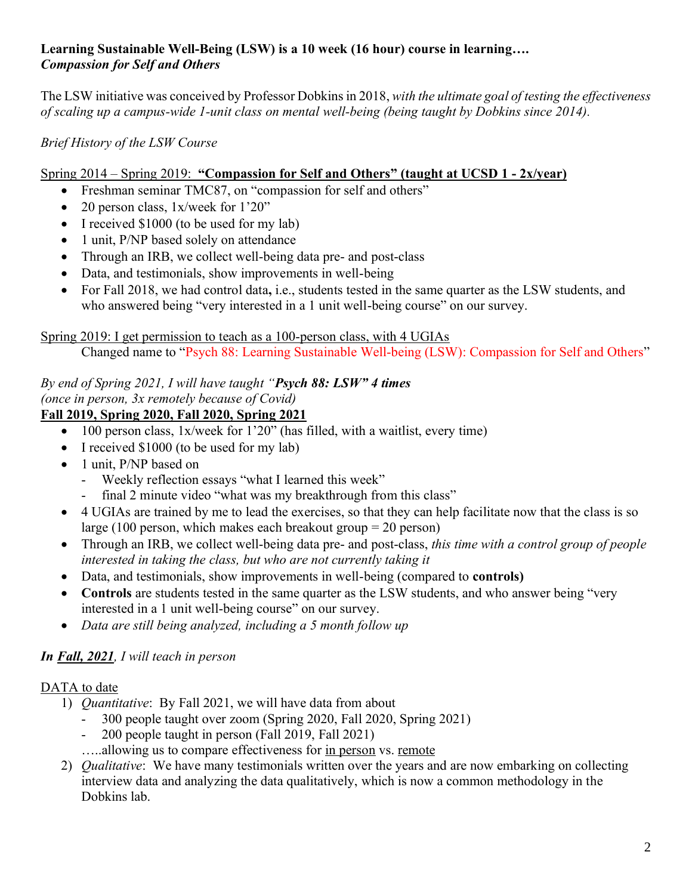**Learning Sustainable Well-Being (LSW) is a 10 week (16 hour) course in learning….**
***Compassion for Self and Others***

The LSW initiative was conceived by Professor Dobkins in 2018, *with the ultimate goal of testing the effectiveness of scaling up a campus-wide 1-unit class on mental well-being (being taught by Dobkins since 2014).*

*Brief History of the LSW Course*

<u>Spring 2014 – Spring 2019: **"Compassion for Self and Others" (taught at UCSD 1 - 2x/year)**</u>

- Freshman seminar TMC87, on "compassion for self and others"
- 20 person class, 1x/week for 1'20"
- I received $1000 (to be used for my lab)
- 1 unit, P/NP based solely on attendance
- Through an IRB, we collect well-being data pre- and post-class
- Data, and testimonials, show improvements in well-being
- For Fall 2018, we had control data**,** i.e., students tested in the same quarter as the LSW students, and who answered being "very interested in a 1 unit well-being course" on our survey.

<u>Spring 2019: I get permission to teach as a 100-person class, with 4 UGIAs</u>

Changed name to "Psych 88: Learning Sustainable Well-being (LSW): Compassion for Self and Others"

*By end of Spring 2021, I will have taught "**Psych 88: LSW" 4 times***
*(once in person, 3x remotely because of Covid)*

<u>**Fall 2019, Spring 2020, Fall 2020, Spring 2021**</u>

- 100 person class, 1x/week for 1'20" (has filled, with a waitlist, every time)
- I received $1000 (to be used for my lab)
- 1 unit, P/NP based on
  - Weekly reflection essays "what I learned this week"
  - final 2 minute video "what was my breakthrough from this class"
- 4 UGIAs are trained by me to lead the exercises, so that they can help facilitate now that the class is so large (100 person, which makes each breakout group = 20 person)
- Through an IRB, we collect well-being data pre- and post-class, *this time with a control group of people interested in taking the class, but who are not currently taking it*
- Data, and testimonials, show improvements in well-being (compared to **controls)**
- **Controls** are students tested in the same quarter as the LSW students, and who answer being "very interested in a 1 unit well-being course" on our survey.
- *Data are still being analyzed, including a 5 month follow up*

***In <u>Fall, 2021</u>**, I will teach in person*

<u>DATA to date</u>

1) *Quantitative*: By Fall 2021, we will have data from about
   - 300 people taught over zoom (Spring 2020, Fall 2020, Spring 2021)
   - 200 people taught in person (Fall 2019, Fall 2021)

   …..allowing us to compare effectiveness for <u>in person</u> vs. <u>remote</u>
2) *Qualitative*: We have many testimonials written over the years and are now embarking on collecting interview data and analyzing the data qualitatively, which is now a common methodology in the Dobkins lab.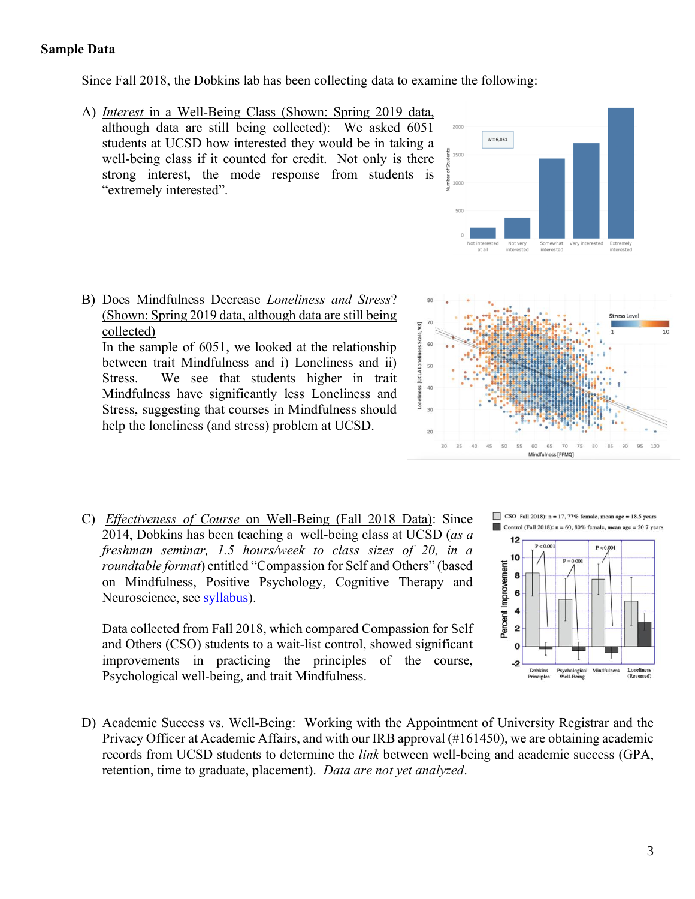**Sample Data**

Since Fall 2018, the Dobkins lab has been collecting data to examine the following:

A) *Interest* in a Well-Being Class (Shown: Spring 2019 data, although data are still being collected): We asked 6051 students at UCSD how interested they would be in taking a well-being class if it counted for credit. Not only is there strong interest, the mode response from students is "extremely interested".

B) Does Mindfulness Decrease *Loneliness and Stress*? (Shown: Spring 2019 data, although data are still being collected)

In the sample of 6051, we looked at the relationship between trait Mindfulness and i) Loneliness and ii) Stress. We see that students higher in trait Mindfulness have significantly less Loneliness and Stress, suggesting that courses in Mindfulness should help the loneliness (and stress) problem at UCSD.

C) *Effectiveness of Course* on Well-Being (Fall 2018 Data): Since 2014, Dobkins has been teaching a well-being class at UCSD (*as a freshman seminar, 1.5 hours/week to class sizes of 20, in a roundtable format*) entitled "Compassion for Self and Others" (based on Mindfulness, Positive Psychology, Cognitive Therapy and Neuroscience, see syllabus).

Data collected from Fall 2018, which compared Compassion for Self and Others (CSO) students to a wait-list control, showed significant improvements in practicing the principles of the course, Psychological well-being, and trait Mindfulness.

D) Academic Success vs. Well-Being: Working with the Appointment of University Registrar and the Privacy Officer at Academic Affairs, and with our IRB approval (#161450), we are obtaining academic records from UCSD students to determine the *link* between well-being and academic success (GPA, retention, time to graduate, placement). *Data are not yet analyzed.*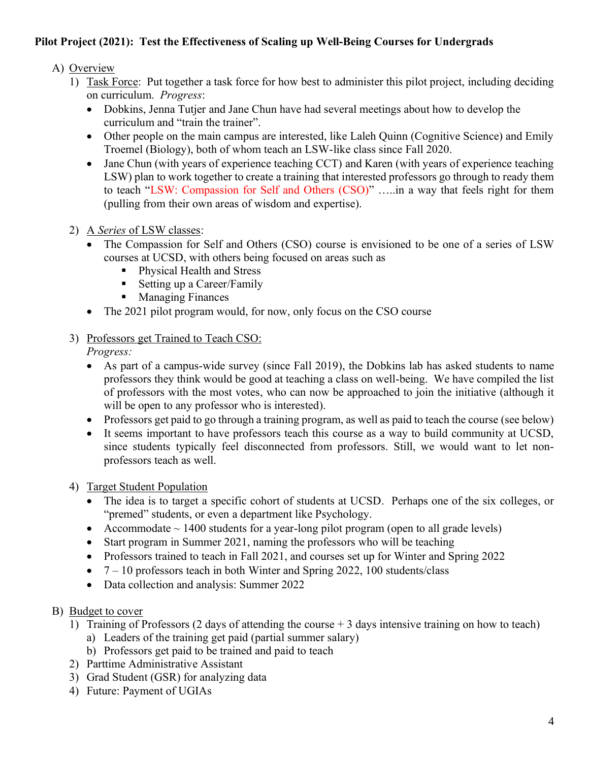**Pilot Project (2021): Test the Effectiveness of Scaling up Well-Being Courses for Undergrads**

A) Overview

1) Task Force: Put together a task force for how best to administer this pilot project, including deciding on curriculum. *Progress*:
   - Dobkins, Jenna Tutjer and Jane Chun have had several meetings about how to develop the curriculum and "train the trainer".
   - Other people on the main campus are interested, like Laleh Quinn (Cognitive Science) and Emily Troemel (Biology), both of whom teach an LSW-like class since Fall 2020.
   - Jane Chun (with years of experience teaching CCT) and Karen (with years of experience teaching LSW) plan to work together to create a training that interested professors go through to ready them to teach "LSW: Compassion for Self and Others (CSO)" …..in a way that feels right for them (pulling from their own areas of wisdom and expertise).

2) A *Series* of LSW classes:
   - The Compassion for Self and Others (CSO) course is envisioned to be one of a series of LSW courses at UCSD, with others being focused on areas such as
     - Physical Health and Stress
     - Setting up a Career/Family
     - Managing Finances
   - The 2021 pilot program would, for now, only focus on the CSO course

3) Professors get Trained to Teach CSO:
   *Progress:*
   - As part of a campus-wide survey (since Fall 2019), the Dobkins lab has asked students to name professors they think would be good at teaching a class on well-being. We have compiled the list of professors with the most votes, who can now be approached to join the initiative (although it will be open to any professor who is interested).
   - Professors get paid to go through a training program, as well as paid to teach the course (see below)
   - It seems important to have professors teach this course as a way to build community at UCSD, since students typically feel disconnected from professors. Still, we would want to let non-professors teach as well.

4) Target Student Population
   - The idea is to target a specific cohort of students at UCSD. Perhaps one of the six colleges, or "premed" students, or even a department like Psychology.
   - Accommodate ~ 1400 students for a year-long pilot program (open to all grade levels)
   - Start program in Summer 2021, naming the professors who will be teaching
   - Professors trained to teach in Fall 2021, and courses set up for Winter and Spring 2022
   - 7 – 10 professors teach in both Winter and Spring 2022, 100 students/class
   - Data collection and analysis: Summer 2022

B) Budget to cover

1) Training of Professors (2 days of attending the course + 3 days intensive training on how to teach)
   a) Leaders of the training get paid (partial summer salary)
   b) Professors get paid to be trained and paid to teach
2) Parttime Administrative Assistant
3) Grad Student (GSR) for analyzing data
4) Future: Payment of UGIAs